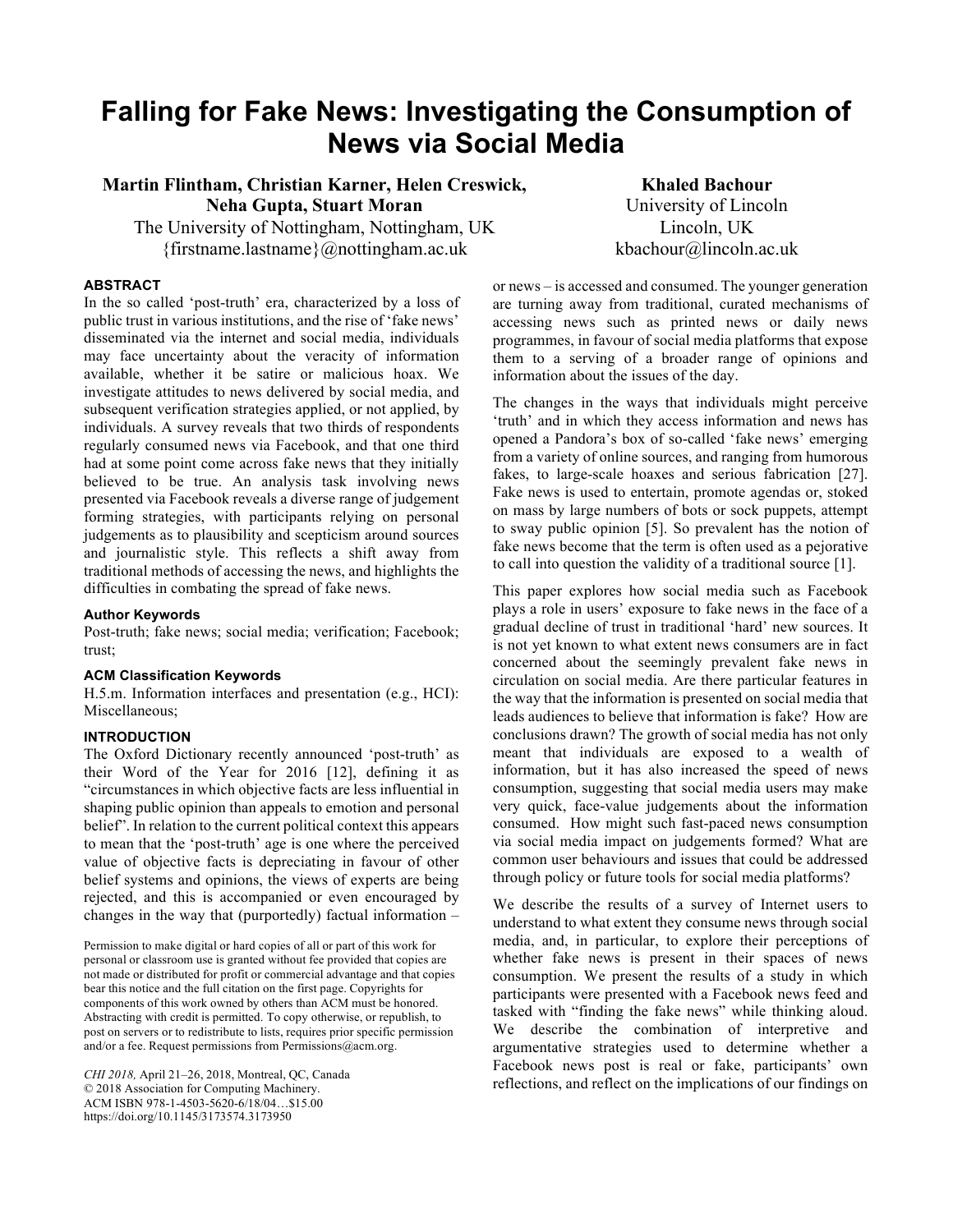# Falling for Fake News: Investigating the Consumption of News via Social Media

**Martin Flintham, Christian Karner, Helen Creswick, Neha Gupta, Stuart Moran**
The University of Nottingham, Nottingham, UK
{firstname.lastname}@nottingham.ac.uk

**Khaled Bachour**
University of Lincoln
Lincoln, UK
kbachour@lincoln.ac.uk

## ABSTRACT

In the so called 'post-truth' era, characterized by a loss of public trust in various institutions, and the rise of 'fake news' disseminated via the internet and social media, individuals may face uncertainty about the veracity of information available, whether it be satire or malicious hoax. We investigate attitudes to news delivered by social media, and subsequent verification strategies applied, or not applied, by individuals. A survey reveals that two thirds of respondents regularly consumed news via Facebook, and that one third had at some point come across fake news that they initially believed to be true. An analysis task involving news presented via Facebook reveals a diverse range of judgement forming strategies, with participants relying on personal judgements as to plausibility and scepticism around sources and journalistic style. This reflects a shift away from traditional methods of accessing the news, and highlights the difficulties in combating the spread of fake news.

### Author Keywords

Post-truth; fake news; social media; verification; Facebook; trust;

### ACM Classification Keywords

H.5.m. Information interfaces and presentation (e.g., HCI): Miscellaneous;

## INTRODUCTION

The Oxford Dictionary recently announced 'post-truth' as their Word of the Year for 2016 [12], defining it as "circumstances in which objective facts are less influential in shaping public opinion than appeals to emotion and personal belief". In relation to the current political context this appears to mean that the 'post-truth' age is one where the perceived value of objective facts is depreciating in favour of other belief systems and opinions, the views of experts are being rejected, and this is accompanied or even encouraged by changes in the way that (purportedly) factual information – or news – is accessed and consumed. The younger generation are turning away from traditional, curated mechanisms of accessing news such as printed news or daily news programmes, in favour of social media platforms that expose them to a serving of a broader range of opinions and information about the issues of the day.

The changes in the ways that individuals might perceive 'truth' and in which they access information and news has opened a Pandora's box of so-called 'fake news' emerging from a variety of online sources, and ranging from humorous fakes, to large-scale hoaxes and serious fabrication [27]. Fake news is used to entertain, promote agendas or, stoked on mass by large numbers of bots or sock puppets, attempt to sway public opinion [5]. So prevalent has the notion of fake news become that the term is often used as a pejorative to call into question the validity of a traditional source [1].

This paper explores how social media such as Facebook plays a role in users' exposure to fake news in the face of a gradual decline of trust in traditional 'hard' new sources. It is not yet known to what extent news consumers are in fact concerned about the seemingly prevalent fake news in circulation on social media. Are there particular features in the way that the information is presented on social media that leads audiences to believe that information is fake? How are conclusions drawn? The growth of social media has not only meant that individuals are exposed to a wealth of information, but it has also increased the speed of news consumption, suggesting that social media users may make very quick, face-value judgements about the information consumed. How might such fast-paced news consumption via social media impact on judgements formed? What are common user behaviours and issues that could be addressed through policy or future tools for social media platforms?

We describe the results of a survey of Internet users to understand to what extent they consume news through social media, and, in particular, to explore their perceptions of whether fake news is present in their spaces of news consumption. We present the results of a study in which participants were presented with a Facebook news feed and tasked with "finding the fake news" while thinking aloud. We describe the combination of interpretive and argumentative strategies used to determine whether a Facebook news post is real or fake, participants' own reflections, and reflect on the implications of our findings on

Permission to make digital or hard copies of all or part of this work for personal or classroom use is granted without fee provided that copies are not made or distributed for profit or commercial advantage and that copies bear this notice and the full citation on the first page. Copyrights for components of this work owned by others than ACM must be honored. Abstracting with credit is permitted. To copy otherwise, or republish, to post on servers or to redistribute to lists, requires prior specific permission and/or a fee. Request permissions from Permissions@acm.org.

*CHI 2018*, April 21–26, 2018, Montreal, QC, Canada
© 2018 Association for Computing Machinery.
ACM ISBN 978-1-4503-5620-6/18/04…$15.00
https://doi.org/10.1145/3173574.3173950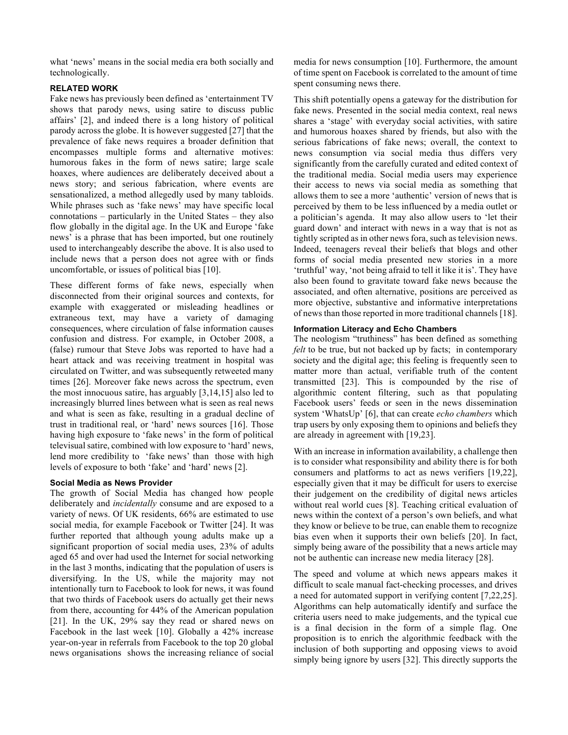what 'news' means in the social media era both socially and technologically.

## RELATED WORK

Fake news has previously been defined as 'entertainment TV shows that parody news, using satire to discuss public affairs' [2], and indeed there is a long history of political parody across the globe. It is however suggested [27] that the prevalence of fake news requires a broader definition that encompasses multiple forms and alternative motives: humorous fakes in the form of news satire; large scale hoaxes, where audiences are deliberately deceived about a news story; and serious fabrication, where events are sensationalized, a method allegedly used by many tabloids. While phrases such as 'fake news' may have specific local connotations – particularly in the United States – they also flow globally in the digital age. In the UK and Europe 'fake news' is a phrase that has been imported, but one routinely used to interchangeably describe the above. It is also used to include news that a person does not agree with or finds uncomfortable, or issues of political bias [10].

These different forms of fake news, especially when disconnected from their original sources and contexts, for example with exaggerated or misleading headlines or extraneous text, may have a variety of damaging consequences, where circulation of false information causes confusion and distress. For example, in October 2008, a (false) rumour that Steve Jobs was reported to have had a heart attack and was receiving treatment in hospital was circulated on Twitter, and was subsequently retweeted many times [26]. Moreover fake news across the spectrum, even the most innocuous satire, has arguably [3,14,15] also led to increasingly blurred lines between what is seen as real news and what is seen as fake, resulting in a gradual decline of trust in traditional real, or 'hard' news sources [16]. Those having high exposure to 'fake news' in the form of political televisual satire, combined with low exposure to 'hard' news, lend more credibility to 'fake news' than those with high levels of exposure to both 'fake' and 'hard' news [2].

### Social Media as News Provider

The growth of Social Media has changed how people deliberately and *incidentally* consume and are exposed to a variety of news. Of UK residents, 66% are estimated to use social media, for example Facebook or Twitter [24]. It was further reported that although young adults make up a significant proportion of social media uses, 23% of adults aged 65 and over had used the Internet for social networking in the last 3 months, indicating that the population of users is diversifying. In the US, while the majority may not intentionally turn to Facebook to look for news, it was found that two thirds of Facebook users do actually get their news from there, accounting for 44% of the American population [21]. In the UK, 29% say they read or shared news on Facebook in the last week [10]. Globally a 42% increase year-on-year in referrals from Facebook to the top 20 global news organisations shows the increasing reliance of social media for news consumption [10]. Furthermore, the amount of time spent on Facebook is correlated to the amount of time spent consuming news there.

This shift potentially opens a gateway for the distribution for fake news. Presented in the social media context, real news shares a 'stage' with everyday social activities, with satire and humorous hoaxes shared by friends, but also with the serious fabrications of fake news; overall, the context to news consumption via social media thus differs very significantly from the carefully curated and edited context of the traditional media. Social media users may experience their access to news via social media as something that allows them to see a more 'authentic' version of news that is perceived by them to be less influenced by a media outlet or a politician's agenda. It may also allow users to 'let their guard down' and interact with news in a way that is not as tightly scripted as in other news fora, such as television news. Indeed, teenagers reveal their beliefs that blogs and other forms of social media presented new stories in a more 'truthful' way, 'not being afraid to tell it like it is'. They have also been found to gravitate toward fake news because the associated, and often alternative, positions are perceived as more objective, substantive and informative interpretations of news than those reported in more traditional channels [18].

### Information Literacy and Echo Chambers

The neologism "truthiness" has been defined as something *felt* to be true, but not backed up by facts; in contemporary society and the digital age; this feeling is frequently seen to matter more than actual, verifiable truth of the content transmitted [23]. This is compounded by the rise of algorithmic content filtering, such as that populating Facebook users' feeds or seen in the news dissemination system 'WhatsUp' [6], that can create *echo chambers* which trap users by only exposing them to opinions and beliefs they are already in agreement with [19,23].

With an increase in information availability, a challenge then is to consider what responsibility and ability there is for both consumers and platforms to act as news verifiers [19,22], especially given that it may be difficult for users to exercise their judgement on the credibility of digital news articles without real world cues [8]. Teaching critical evaluation of news within the context of a person's own beliefs, and what they know or believe to be true, can enable them to recognize bias even when it supports their own beliefs [20]. In fact, simply being aware of the possibility that a news article may not be authentic can increase new media literacy [28].

The speed and volume at which news appears makes it difficult to scale manual fact-checking processes, and drives a need for automated support in verifying content [7,22,25]. Algorithms can help automatically identify and surface the criteria users need to make judgements, and the typical cue is a final decision in the form of a simple flag. One proposition is to enrich the algorithmic feedback with the inclusion of both supporting and opposing views to avoid simply being ignore by users [32]. This directly supports the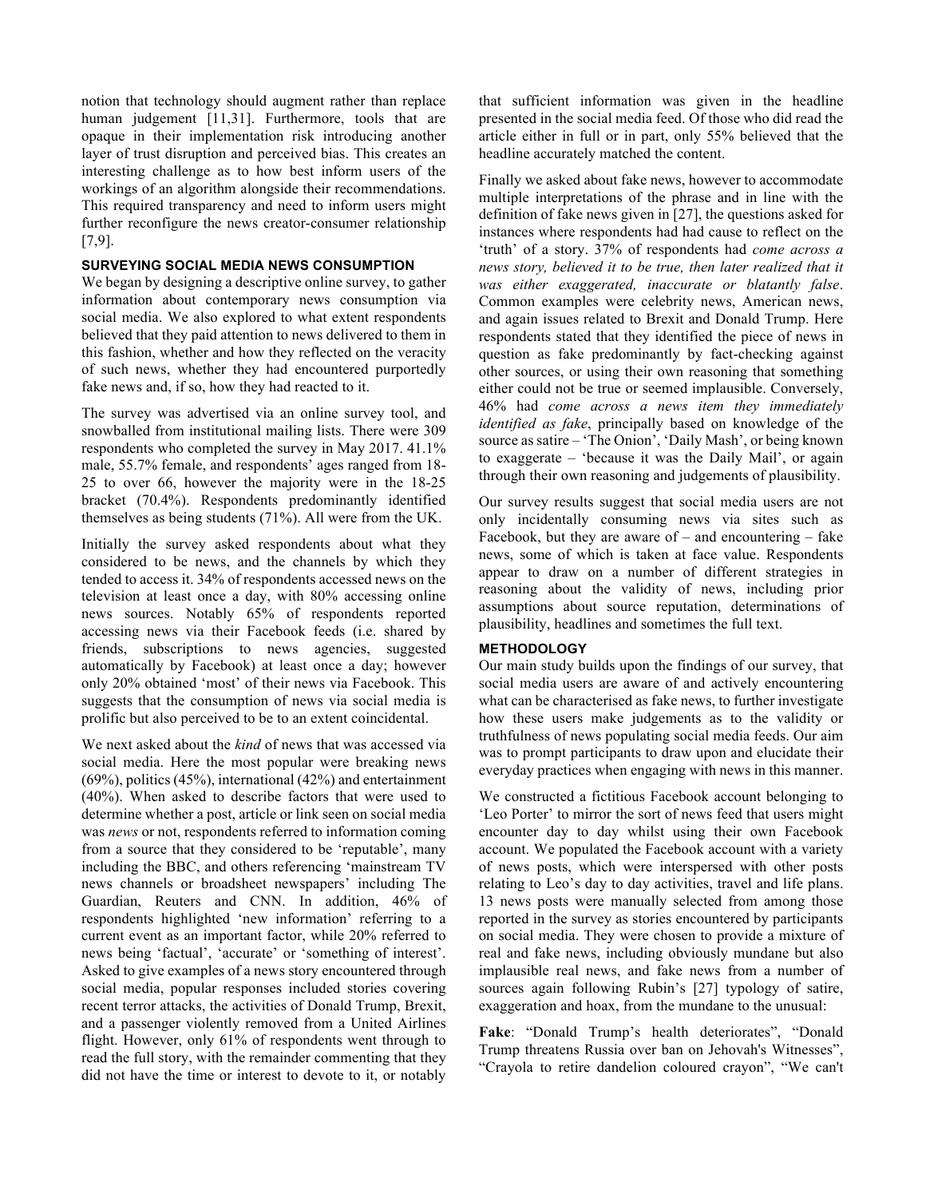notion that technology should augment rather than replace human judgement [11,31]. Furthermore, tools that are opaque in their implementation risk introducing another layer of trust disruption and perceived bias. This creates an interesting challenge as to how best inform users of the workings of an algorithm alongside their recommendations. This required transparency and need to inform users might further reconfigure the news creator-consumer relationship [7,9].

## SURVEYING SOCIAL MEDIA NEWS CONSUMPTION

We began by designing a descriptive online survey, to gather information about contemporary news consumption via social media. We also explored to what extent respondents believed that they paid attention to news delivered to them in this fashion, whether and how they reflected on the veracity of such news, whether they had encountered purportedly fake news and, if so, how they had reacted to it.

The survey was advertised via an online survey tool, and snowballed from institutional mailing lists. There were 309 respondents who completed the survey in May 2017. 41.1% male, 55.7% female, and respondents' ages ranged from 18-25 to over 66, however the majority were in the 18-25 bracket (70.4%). Respondents predominantly identified themselves as being students (71%). All were from the UK.

Initially the survey asked respondents about what they considered to be news, and the channels by which they tended to access it. 34% of respondents accessed news on the television at least once a day, with 80% accessing online news sources. Notably 65% of respondents reported accessing news via their Facebook feeds (i.e. shared by friends, subscriptions to news agencies, suggested automatically by Facebook) at least once a day; however only 20% obtained 'most' of their news via Facebook. This suggests that the consumption of news via social media is prolific but also perceived to be to an extent coincidental.

We next asked about the *kind* of news that was accessed via social media. Here the most popular were breaking news (69%), politics (45%), international (42%) and entertainment (40%). When asked to describe factors that were used to determine whether a post, article or link seen on social media was *news* or not, respondents referred to information coming from a source that they considered to be 'reputable', many including the BBC, and others referencing 'mainstream TV news channels or broadsheet newspapers' including The Guardian, Reuters and CNN. In addition, 46% of respondents highlighted 'new information' referring to a current event as an important factor, while 20% referred to news being 'factual', 'accurate' or 'something of interest'. Asked to give examples of a news story encountered through social media, popular responses included stories covering recent terror attacks, the activities of Donald Trump, Brexit, and a passenger violently removed from a United Airlines flight. However, only 61% of respondents went through to read the full story, with the remainder commenting that they did not have the time or interest to devote to it, or notably that sufficient information was given in the headline presented in the social media feed. Of those who did read the article either in full or in part, only 55% believed that the headline accurately matched the content.

Finally we asked about fake news, however to accommodate multiple interpretations of the phrase and in line with the definition of fake news given in [27], the questions asked for instances where respondents had had cause to reflect on the 'truth' of a story. 37% of respondents had *come across a news story, believed it to be true, then later realized that it was either exaggerated, inaccurate or blatantly false*. Common examples were celebrity news, American news, and again issues related to Brexit and Donald Trump. Here respondents stated that they identified the piece of news in question as fake predominantly by fact-checking against other sources, or using their own reasoning that something either could not be true or seemed implausible. Conversely, 46% had *come across a news item they immediately identified as fake*, principally based on knowledge of the source as satire – 'The Onion', 'Daily Mash', or being known to exaggerate – 'because it was the Daily Mail', or again through their own reasoning and judgements of plausibility.

Our survey results suggest that social media users are not only incidentally consuming news via sites such as Facebook, but they are aware of – and encountering – fake news, some of which is taken at face value. Respondents appear to draw on a number of different strategies in reasoning about the validity of news, including prior assumptions about source reputation, determinations of plausibility, headlines and sometimes the full text.

## METHODOLOGY

Our main study builds upon the findings of our survey, that social media users are aware of and actively encountering what can be characterised as fake news, to further investigate how these users make judgements as to the validity or truthfulness of news populating social media feeds. Our aim was to prompt participants to draw upon and elucidate their everyday practices when engaging with news in this manner.

We constructed a fictitious Facebook account belonging to 'Leo Porter' to mirror the sort of news feed that users might encounter day to day whilst using their own Facebook account. We populated the Facebook account with a variety of news posts, which were interspersed with other posts relating to Leo's day to day activities, travel and life plans. 13 news posts were manually selected from among those reported in the survey as stories encountered by participants on social media. They were chosen to provide a mixture of real and fake news, including obviously mundane but also implausible real news, and fake news from a number of sources again following Rubin's [27] typology of satire, exaggeration and hoax, from the mundane to the unusual:

**Fake**: "Donald Trump's health deteriorates", "Donald Trump threatens Russia over ban on Jehovah's Witnesses", "Crayola to retire dandelion coloured crayon", "We can't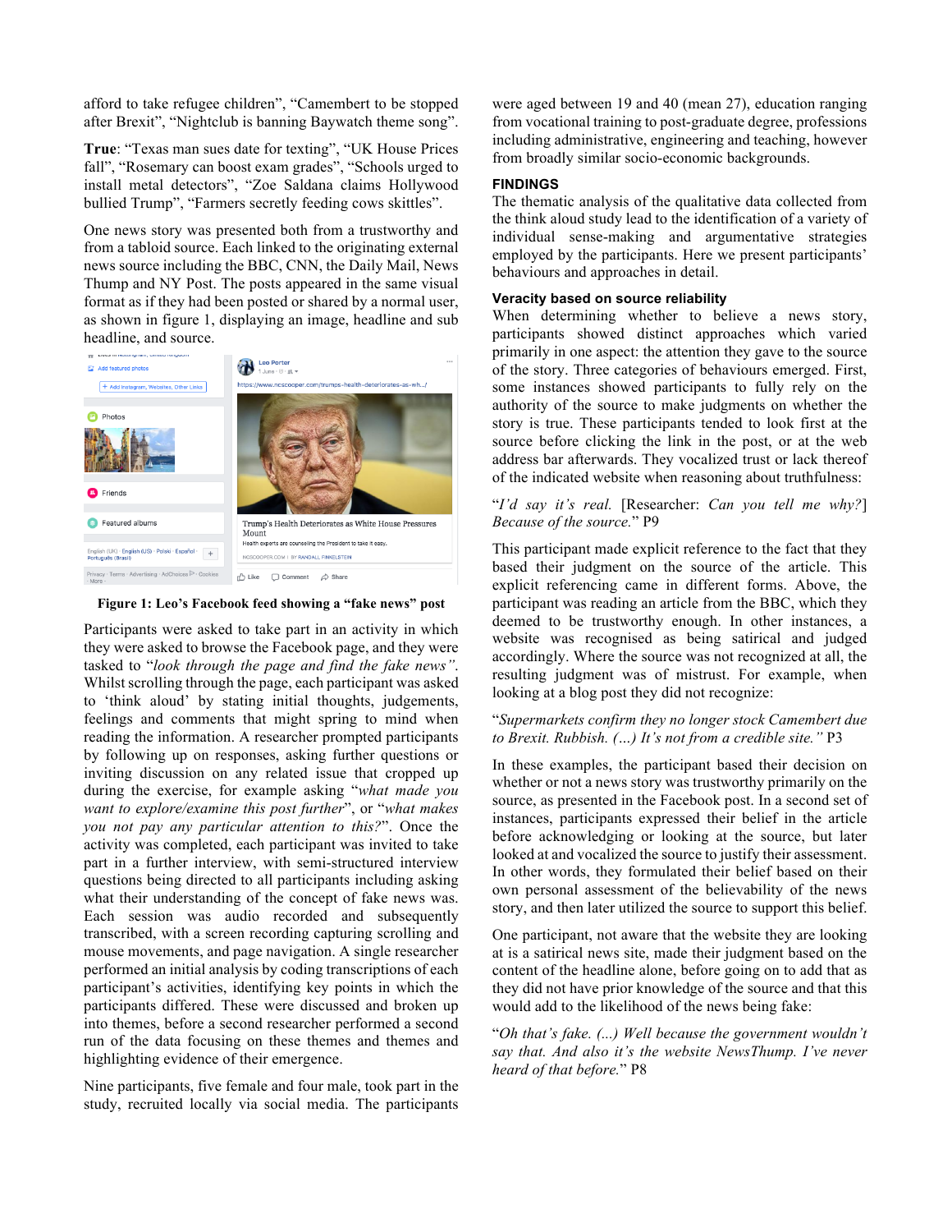afford to take refugee children", "Camembert to be stopped after Brexit", "Nightclub is banning Baywatch theme song".

**True**: "Texas man sues date for texting", "UK House Prices fall", "Rosemary can boost exam grades", "Schools urged to install metal detectors", "Zoe Saldana claims Hollywood bullied Trump", "Farmers secretly feeding cows skittles".

One news story was presented both from a trustworthy and from a tabloid source. Each linked to the originating external news source including the BBC, CNN, the Daily Mail, News Thump and NY Post. The posts appeared in the same visual format as if they had been posted or shared by a normal user, as shown in figure 1, displaying an image, headline and sub headline, and source.

**Figure 1: Leo's Facebook feed showing a "fake news" post**

Participants were asked to take part in an activity in which they were asked to browse the Facebook page, and they were tasked to "*look through the page and find the fake news"*. Whilst scrolling through the page, each participant was asked to 'think aloud' by stating initial thoughts, judgements, feelings and comments that might spring to mind when reading the information. A researcher prompted participants by following up on responses, asking further questions or inviting discussion on any related issue that cropped up during the exercise, for example asking "*what made you want to explore/examine this post further*", or "*what makes you not pay any particular attention to this?*". Once the activity was completed, each participant was invited to take part in a further interview, with semi-structured interview questions being directed to all participants including asking what their understanding of the concept of fake news was. Each session was audio recorded and subsequently transcribed, with a screen recording capturing scrolling and mouse movements, and page navigation. A single researcher performed an initial analysis by coding transcriptions of each participant's activities, identifying key points in which the participants differed. These were discussed and broken up into themes, before a second researcher performed a second run of the data focusing on these themes and themes and highlighting evidence of their emergence.

Nine participants, five female and four male, took part in the study, recruited locally via social media. The participants were aged between 19 and 40 (mean 27), education ranging from vocational training to post-graduate degree, professions including administrative, engineering and teaching, however from broadly similar socio-economic backgrounds.

## FINDINGS

The thematic analysis of the qualitative data collected from the think aloud study lead to the identification of a variety of individual sense-making and argumentative strategies employed by the participants. Here we present participants' behaviours and approaches in detail.

### Veracity based on source reliability

When determining whether to believe a news story, participants showed distinct approaches which varied primarily in one aspect: the attention they gave to the source of the story. Three categories of behaviours emerged. First, some instances showed participants to fully rely on the authority of the source to make judgments on whether the story is true. These participants tended to look first at the source before clicking the link in the post, or at the web address bar afterwards. They vocalized trust or lack thereof of the indicated website when reasoning about truthfulness:

"*I'd say it's real.* [Researcher: *Can you tell me why?*] *Because of the source.*" P9

This participant made explicit reference to the fact that they based their judgment on the source of the article. This explicit referencing came in different forms. Above, the participant was reading an article from the BBC, which they deemed to be trustworthy enough. In other instances, a website was recognised as being satirical and judged accordingly. Where the source was not recognized at all, the resulting judgment was of mistrust. For example, when looking at a blog post they did not recognize:

"*Supermarkets confirm they no longer stock Camembert due to Brexit. Rubbish. (…) It's not from a credible site."* P3

In these examples, the participant based their decision on whether or not a news story was trustworthy primarily on the source, as presented in the Facebook post. In a second set of instances, participants expressed their belief in the article before acknowledging or looking at the source, but later looked at and vocalized the source to justify their assessment. In other words, they formulated their belief based on their own personal assessment of the believability of the news story, and then later utilized the source to support this belief.

One participant, not aware that the website they are looking at is a satirical news site, made their judgment based on the content of the headline alone, before going on to add that as they did not have prior knowledge of the source and that this would add to the likelihood of the news being fake:

"*Oh that's fake. (...) Well because the government wouldn't say that. And also it's the website NewsThump. I've never heard of that before.*" P8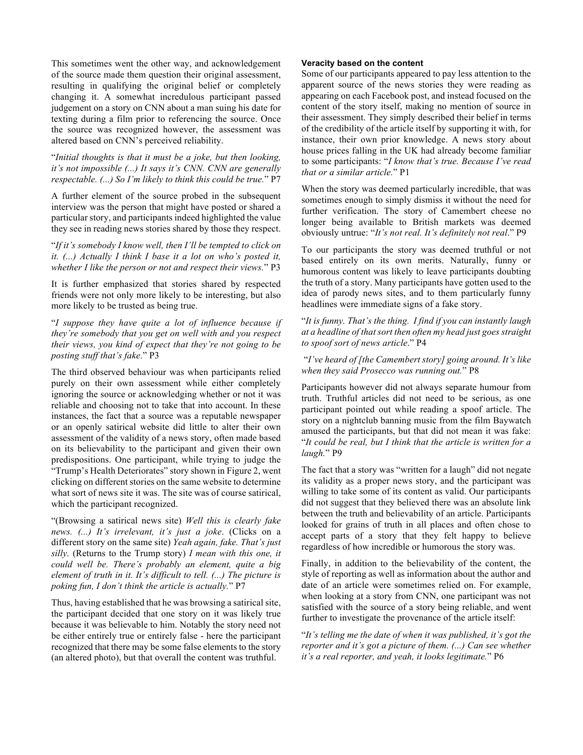This sometimes went the other way, and acknowledgement of the source made them question their original assessment, resulting in qualifying the original belief or completely changing it. A somewhat incredulous participant passed judgement on a story on CNN about a man suing his date for texting during a film prior to referencing the source. Once the source was recognized however, the assessment was altered based on CNN's perceived reliability.

"*Initial thoughts is that it must be a joke, but then looking, it's not impossible (...) It says it's CNN. CNN are generally respectable. (...) So I'm likely to think this could be true.*" P7

A further element of the source probed in the subsequent interview was the person that might have posted or shared a particular story, and participants indeed highlighted the value they see in reading news stories shared by those they respect.

"*If it's somebody I know well, then I'll be tempted to click on it. (...) Actually I think I base it a lot on who's posted it, whether I like the person or not and respect their views.*" P3

It is further emphasized that stories shared by respected friends were not only more likely to be interesting, but also more likely to be trusted as being true.

"*I suppose they have quite a lot of influence because if they're somebody that you get on well with and you respect their views, you kind of expect that they're not going to be posting stuff that's fake.*" P3

The third observed behaviour was when participants relied purely on their own assessment while either completely ignoring the source or acknowledging whether or not it was reliable and choosing not to take that into account. In these instances, the fact that a source was a reputable newspaper or an openly satirical website did little to alter their own assessment of the validity of a news story, often made based on its believability to the participant and given their own predispositions. One participant, while trying to judge the "Trump's Health Deteriorates" story shown in Figure 2, went clicking on different stories on the same website to determine what sort of news site it was. The site was of course satirical, which the participant recognized.

"(Browsing a satirical news site) *Well this is clearly fake news. (...) It's irrelevant, it's just a joke*. (Clicks on a different story on the same site) *Yeah again, fake. That's just silly.* (Returns to the Trump story) *I mean with this one, it could well be. There's probably an element, quite a big element of truth in it. It's difficult to tell. (...) The picture is poking fun, I don't think the article is actually.*" P7

Thus, having established that he was browsing a satirical site, the participant decided that one story on it was likely true because it was believable to him. Notably the story need not be either entirely true or entirely false - here the participant recognized that there may be some false elements to the story (an altered photo), but that overall the content was truthful.

#### Veracity based on the content

Some of our participants appeared to pay less attention to the apparent source of the news stories they were reading as appearing on each Facebook post, and instead focused on the content of the story itself, making no mention of source in their assessment. They simply described their belief in terms of the credibility of the article itself by supporting it with, for instance, their own prior knowledge. A news story about house prices falling in the UK had already become familiar to some participants: "*I know that's true. Because I've read that or a similar article.*" P1

When the story was deemed particularly incredible, that was sometimes enough to simply dismiss it without the need for further verification. The story of Camembert cheese no longer being available to British markets was deemed obviously untrue: "*It's not real. It's definitely not real*." P9

To our participants the story was deemed truthful or not based entirely on its own merits. Naturally, funny or humorous content was likely to leave participants doubting the truth of a story. Many participants have gotten used to the idea of parody news sites, and to them particularly funny headlines were immediate signs of a fake story.

"*It is funny. That's the thing. I find if you can instantly laugh at a headline of that sort then often my head just goes straight to spoof sort of news article*." P4

"*I've heard of [the Camembert story] going around. It's like when they said Prosecco was running out.*" P8

Participants however did not always separate humour from truth. Truthful articles did not need to be serious, as one participant pointed out while reading a spoof article. The story on a nightclub banning music from the film Baywatch amused the participants, but that did not mean it was fake: "*It could be real, but I think that the article is written for a laugh.*" P9

The fact that a story was "written for a laugh" did not negate its validity as a proper news story, and the participant was willing to take some of its content as valid. Our participants did not suggest that they believed there was an absolute link between the truth and believability of an article. Participants looked for grains of truth in all places and often chose to accept parts of a story that they felt happy to believe regardless of how incredible or humorous the story was.

Finally, in addition to the believability of the content, the style of reporting as well as information about the author and date of an article were sometimes relied on. For example, when looking at a story from CNN, one participant was not satisfied with the source of a story being reliable, and went further to investigate the provenance of the article itself:

"*It's telling me the date of when it was published, it's got the reporter and it's got a picture of them. (...) Can see whether it's a real reporter, and yeah, it looks legitimate.*" P6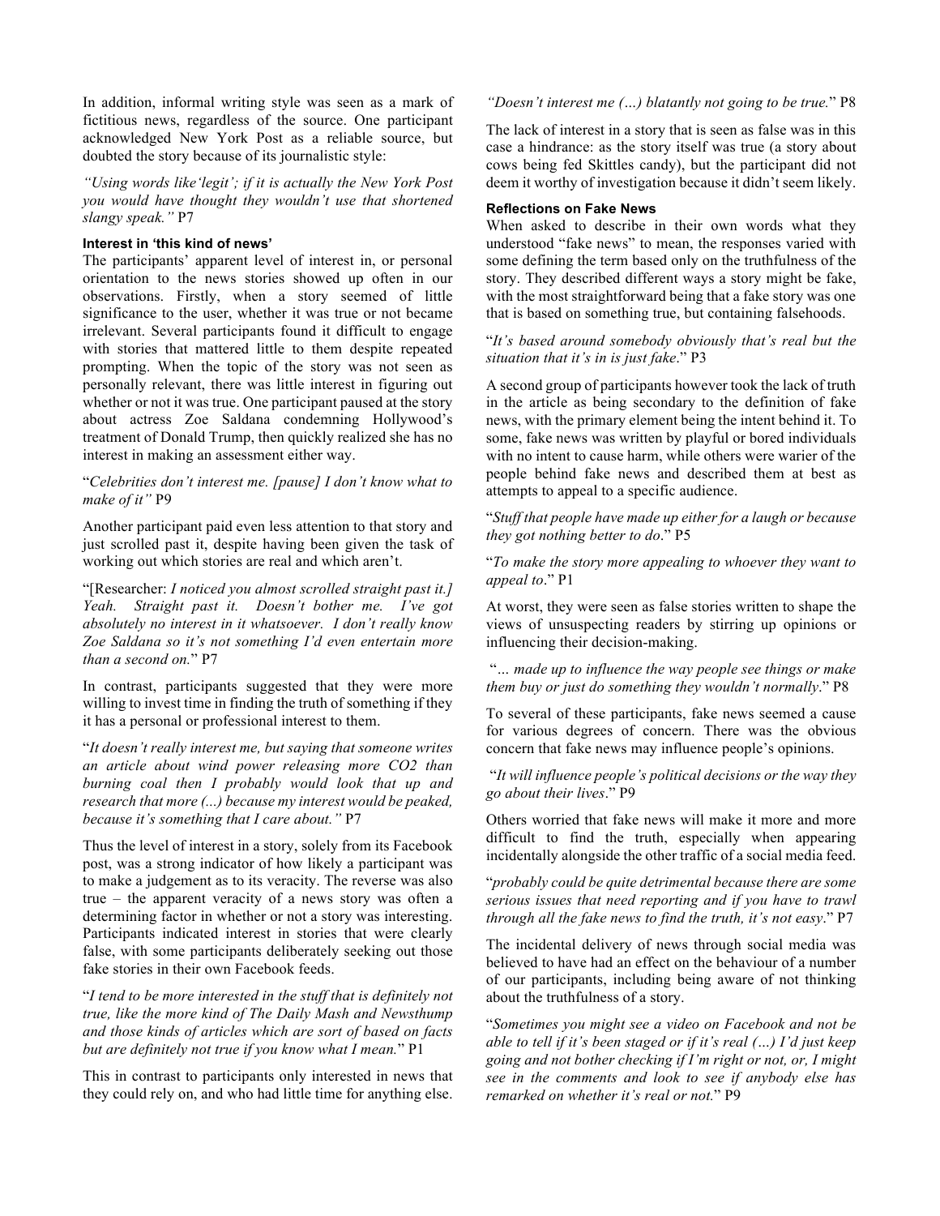In addition, informal writing style was seen as a mark of fictitious news, regardless of the source. One participant acknowledged New York Post as a reliable source, but doubted the story because of its journalistic style:

*"Using words like'legit'; if it is actually the New York Post you would have thought they wouldn't use that shortened slangy speak."* P7

#### Interest in 'this kind of news'

The participants' apparent level of interest in, or personal orientation to the news stories showed up often in our observations. Firstly, when a story seemed of little significance to the user, whether it was true or not became irrelevant. Several participants found it difficult to engage with stories that mattered little to them despite repeated prompting. When the topic of the story was not seen as personally relevant, there was little interest in figuring out whether or not it was true. One participant paused at the story about actress Zoe Saldana condemning Hollywood's treatment of Donald Trump, then quickly realized she has no interest in making an assessment either way.

"*Celebrities don't interest me. [pause] I don't know what to make of it"* P9

Another participant paid even less attention to that story and just scrolled past it, despite having been given the task of working out which stories are real and which aren't.

"[Researcher: *I noticed you almost scrolled straight past it.] Yeah. Straight past it. Doesn't bother me. I've got absolutely no interest in it whatsoever. I don't really know Zoe Saldana so it's not something I'd even entertain more than a second on.*" P7

In contrast, participants suggested that they were more willing to invest time in finding the truth of something if they it has a personal or professional interest to them.

"*It doesn't really interest me, but saying that someone writes an article about wind power releasing more CO2 than burning coal then I probably would look that up and research that more (...) because my interest would be peaked, because it's something that I care about."* P7

Thus the level of interest in a story, solely from its Facebook post, was a strong indicator of how likely a participant was to make a judgement as to its veracity. The reverse was also true – the apparent veracity of a news story was often a determining factor in whether or not a story was interesting. Participants indicated interest in stories that were clearly false, with some participants deliberately seeking out those fake stories in their own Facebook feeds.

"*I tend to be more interested in the stuff that is definitely not true, like the more kind of The Daily Mash and Newsthump and those kinds of articles which are sort of based on facts but are definitely not true if you know what I mean.*" P1

This in contrast to participants only interested in news that they could rely on, and who had little time for anything else.

*"Doesn't interest me (…) blatantly not going to be true.*" P8

The lack of interest in a story that is seen as false was in this case a hindrance: as the story itself was true (a story about cows being fed Skittles candy), but the participant did not deem it worthy of investigation because it didn't seem likely.

#### Reflections on Fake News

When asked to describe in their own words what they understood "fake news" to mean, the responses varied with some defining the term based only on the truthfulness of the story. They described different ways a story might be fake, with the most straightforward being that a fake story was one that is based on something true, but containing falsehoods.

"*It's based around somebody obviously that's real but the situation that it's in is just fake*." P3

A second group of participants however took the lack of truth in the article as being secondary to the definition of fake news, with the primary element being the intent behind it. To some, fake news was written by playful or bored individuals with no intent to cause harm, while others were warier of the people behind fake news and described them at best as attempts to appeal to a specific audience.

"*Stuff that people have made up either for a laugh or because they got nothing better to do*." P5

"*To make the story more appealing to whoever they want to appeal to*." P1

At worst, they were seen as false stories written to shape the views of unsuspecting readers by stirring up opinions or influencing their decision-making.

"*… made up to influence the way people see things or make them buy or just do something they wouldn't normally*." P8

To several of these participants, fake news seemed a cause for various degrees of concern. There was the obvious concern that fake news may influence people's opinions.

"*It will influence people's political decisions or the way they go about their lives*." P9

Others worried that fake news will make it more and more difficult to find the truth, especially when appearing incidentally alongside the other traffic of a social media feed.

"*probably could be quite detrimental because there are some serious issues that need reporting and if you have to trawl through all the fake news to find the truth, it's not easy*." P7

The incidental delivery of news through social media was believed to have had an effect on the behaviour of a number of our participants, including being aware of not thinking about the truthfulness of a story.

"*Sometimes you might see a video on Facebook and not be able to tell if it's been staged or if it's real (…) I'd just keep going and not bother checking if I'm right or not, or, I might see in the comments and look to see if anybody else has remarked on whether it's real or not.*" P9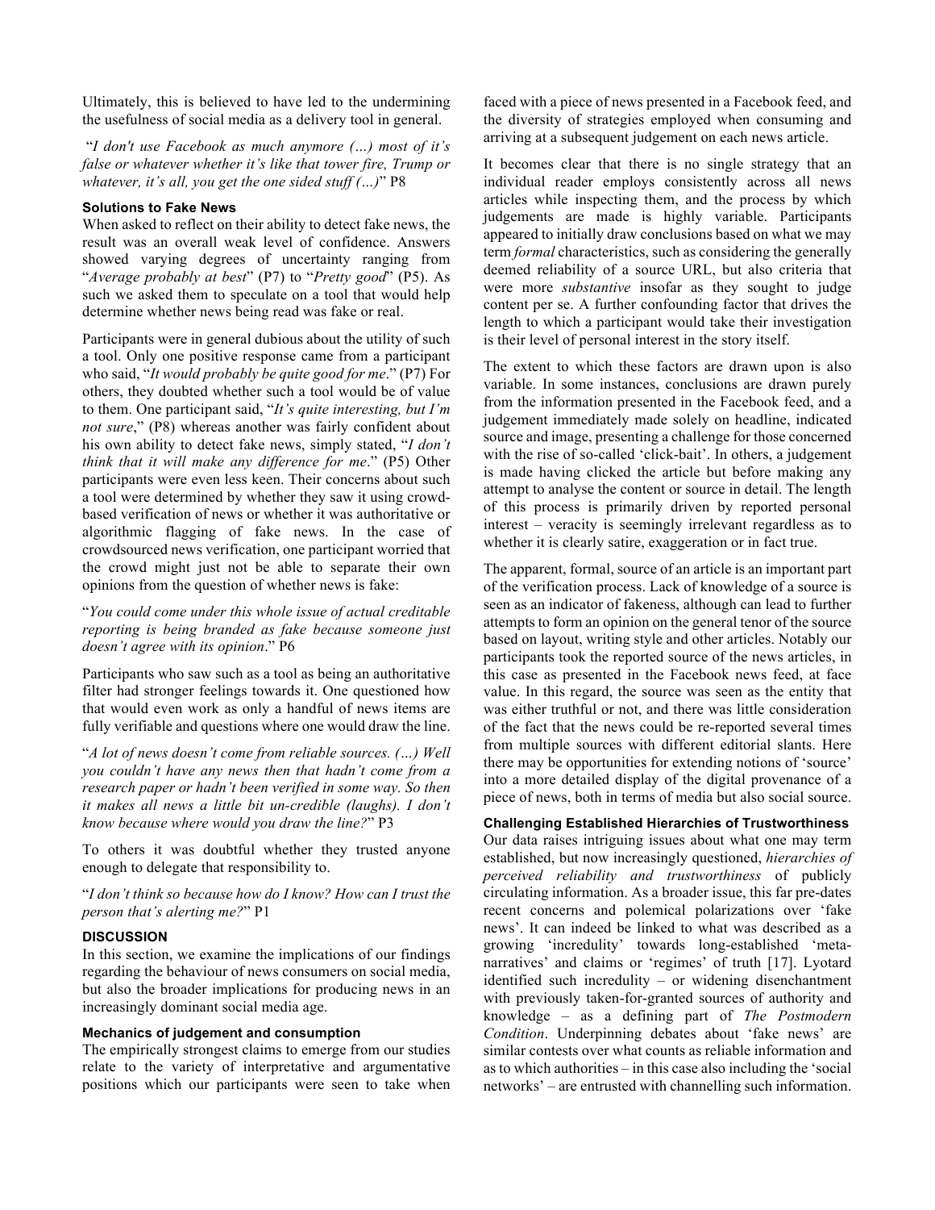Ultimately, this is believed to have led to the undermining the usefulness of social media as a delivery tool in general.

"*I don't use Facebook as much anymore (…) most of it's false or whatever whether it's like that tower fire, Trump or whatever, it's all, you get the one sided stuff (…)*" P8

#### Solutions to Fake News

When asked to reflect on their ability to detect fake news, the result was an overall weak level of confidence. Answers showed varying degrees of uncertainty ranging from "*Average probably at best*" (P7) to "*Pretty good*" (P5). As such we asked them to speculate on a tool that would help determine whether news being read was fake or real.

Participants were in general dubious about the utility of such a tool. Only one positive response came from a participant who said, "*It would probably be quite good for me*." (P7) For others, they doubted whether such a tool would be of value to them. One participant said, "*It's quite interesting, but I'm not sure*," (P8) whereas another was fairly confident about his own ability to detect fake news, simply stated, "*I don't think that it will make any difference for me*." (P5) Other participants were even less keen. Their concerns about such a tool were determined by whether they saw it using crowd-based verification of news or whether it was authoritative or algorithmic flagging of fake news. In the case of crowdsourced news verification, one participant worried that the crowd might just not be able to separate their own opinions from the question of whether news is fake:

"*You could come under this whole issue of actual creditable reporting is being branded as fake because someone just doesn't agree with its opinion*." P6

Participants who saw such as a tool as being an authoritative filter had stronger feelings towards it. One questioned how that would even work as only a handful of news items are fully verifiable and questions where one would draw the line.

"*A lot of news doesn't come from reliable sources. (…) Well you couldn't have any news then that hadn't come from a research paper or hadn't been verified in some way. So then it makes all news a little bit un-credible (laughs). I don't know because where would you draw the line?*" P3

To others it was doubtful whether they trusted anyone enough to delegate that responsibility to.

"*I don't think so because how do I know? How can I trust the person that's alerting me?*" P1

### DISCUSSION

In this section, we examine the implications of our findings regarding the behaviour of news consumers on social media, but also the broader implications for producing news in an increasingly dominant social media age.

#### Mechanics of judgement and consumption

The empirically strongest claims to emerge from our studies relate to the variety of interpretative and argumentative positions which our participants were seen to take when faced with a piece of news presented in a Facebook feed, and the diversity of strategies employed when consuming and arriving at a subsequent judgement on each news article.

It becomes clear that there is no single strategy that an individual reader employs consistently across all news articles while inspecting them, and the process by which judgements are made is highly variable. Participants appeared to initially draw conclusions based on what we may term *formal* characteristics, such as considering the generally deemed reliability of a source URL, but also criteria that were more *substantive* insofar as they sought to judge content per se. A further confounding factor that drives the length to which a participant would take their investigation is their level of personal interest in the story itself.

The extent to which these factors are drawn upon is also variable. In some instances, conclusions are drawn purely from the information presented in the Facebook feed, and a judgement immediately made solely on headline, indicated source and image, presenting a challenge for those concerned with the rise of so-called 'click-bait'. In others, a judgement is made having clicked the article but before making any attempt to analyse the content or source in detail. The length of this process is primarily driven by reported personal interest – veracity is seemingly irrelevant regardless as to whether it is clearly satire, exaggeration or in fact true.

The apparent, formal, source of an article is an important part of the verification process. Lack of knowledge of a source is seen as an indicator of fakeness, although can lead to further attempts to form an opinion on the general tenor of the source based on layout, writing style and other articles. Notably our participants took the reported source of the news articles, in this case as presented in the Facebook news feed, at face value. In this regard, the source was seen as the entity that was either truthful or not, and there was little consideration of the fact that the news could be re-reported several times from multiple sources with different editorial slants. Here there may be opportunities for extending notions of 'source' into a more detailed display of the digital provenance of a piece of news, both in terms of media but also social source.

#### Challenging Established Hierarchies of Trustworthiness

Our data raises intriguing issues about what one may term established, but now increasingly questioned, *hierarchies of perceived reliability and trustworthiness* of publicly circulating information. As a broader issue, this far pre-dates recent concerns and polemical polarizations over 'fake news'. It can indeed be linked to what was described as a growing 'incredulity' towards long-established 'meta-narratives' and claims or 'regimes' of truth [17]. Lyotard identified such incredulity – or widening disenchantment with previously taken-for-granted sources of authority and knowledge – as a defining part of *The Postmodern Condition*. Underpinning debates about 'fake news' are similar contests over what counts as reliable information and as to which authorities – in this case also including the 'social networks' – are entrusted with channelling such information.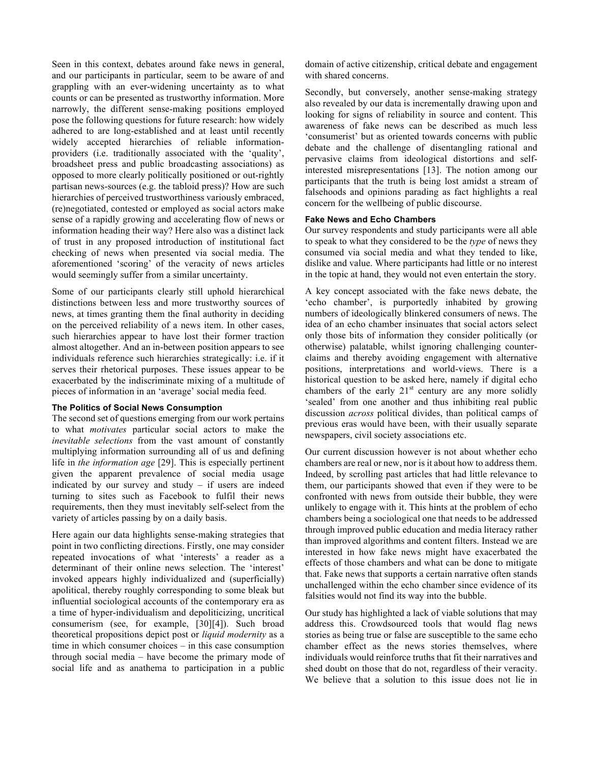Seen in this context, debates around fake news in general, and our participants in particular, seem to be aware of and grappling with an ever-widening uncertainty as to what counts or can be presented as trustworthy information. More narrowly, the different sense-making positions employed pose the following questions for future research: how widely adhered to are long-established and at least until recently widely accepted hierarchies of reliable information-providers (i.e. traditionally associated with the 'quality', broadsheet press and public broadcasting associations) as opposed to more clearly politically positioned or out-rightly partisan news-sources (e.g. the tabloid press)? How are such hierarchies of perceived trustworthiness variously embraced, (re)negotiated, contested or employed as social actors make sense of a rapidly growing and accelerating flow of news or information heading their way? Here also was a distinct lack of trust in any proposed introduction of institutional fact checking of news when presented via social media. The aforementioned 'scoring' of the veracity of news articles would seemingly suffer from a similar uncertainty.

Some of our participants clearly still uphold hierarchical distinctions between less and more trustworthy sources of news, at times granting them the final authority in deciding on the perceived reliability of a news item. In other cases, such hierarchies appear to have lost their former traction almost altogether. And an in-between position appears to see individuals reference such hierarchies strategically: i.e. if it serves their rhetorical purposes. These issues appear to be exacerbated by the indiscriminate mixing of a multitude of pieces of information in an 'average' social media feed.

#### The Politics of Social News Consumption

The second set of questions emerging from our work pertains to what *motivates* particular social actors to make the *inevitable selections* from the vast amount of constantly multiplying information surrounding all of us and defining life in *the information age* [29]. This is especially pertinent given the apparent prevalence of social media usage indicated by our survey and study – if users are indeed turning to sites such as Facebook to fulfil their news requirements, then they must inevitably self-select from the variety of articles passing by on a daily basis.

Here again our data highlights sense-making strategies that point in two conflicting directions. Firstly, one may consider repeated invocations of what 'interests' a reader as a determinant of their online news selection. The 'interest' invoked appears highly individualized and (superficially) apolitical, thereby roughly corresponding to some bleak but influential sociological accounts of the contemporary era as a time of hyper-individualism and depoliticizing, uncritical consumerism (see, for example, [30][4]). Such broad theoretical propositions depict post or *liquid modernity* as a time in which consumer choices – in this case consumption through social media – have become the primary mode of social life and as anathema to participation in a public domain of active citizenship, critical debate and engagement with shared concerns.

Secondly, but conversely, another sense-making strategy also revealed by our data is incrementally drawing upon and looking for signs of reliability in source and content. This awareness of fake news can be described as much less 'consumerist' but as oriented towards concerns with public debate and the challenge of disentangling rational and pervasive claims from ideological distortions and self-interested misrepresentations [13]. The notion among our participants that the truth is being lost amidst a stream of falsehoods and opinions parading as fact highlights a real concern for the wellbeing of public discourse.

#### Fake News and Echo Chambers

Our survey respondents and study participants were all able to speak to what they considered to be the *type* of news they consumed via social media and what they tended to like, dislike and value. Where participants had little or no interest in the topic at hand, they would not even entertain the story.

A key concept associated with the fake news debate, the 'echo chamber', is purportedly inhabited by growing numbers of ideologically blinkered consumers of news. The idea of an echo chamber insinuates that social actors select only those bits of information they consider politically (or otherwise) palatable, whilst ignoring challenging counter-claims and thereby avoiding engagement with alternative positions, interpretations and world-views. There is a historical question to be asked here, namely if digital echo chambers of the early 21st century are any more solidly 'sealed' from one another and thus inhibiting real public discussion *across* political divides, than political camps of previous eras would have been, with their usually separate newspapers, civil society associations etc.

Our current discussion however is not about whether echo chambers are real or new, nor is it about how to address them. Indeed, by scrolling past articles that had little relevance to them, our participants showed that even if they were to be confronted with news from outside their bubble, they were unlikely to engage with it. This hints at the problem of echo chambers being a sociological one that needs to be addressed through improved public education and media literacy rather than improved algorithms and content filters. Instead we are interested in how fake news might have exacerbated the effects of those chambers and what can be done to mitigate that. Fake news that supports a certain narrative often stands unchallenged within the echo chamber since evidence of its falsities would not find its way into the bubble.

Our study has highlighted a lack of viable solutions that may address this. Crowdsourced tools that would flag news stories as being true or false are susceptible to the same echo chamber effect as the news stories themselves, where individuals would reinforce truths that fit their narratives and shed doubt on those that do not, regardless of their veracity. We believe that a solution to this issue does not lie in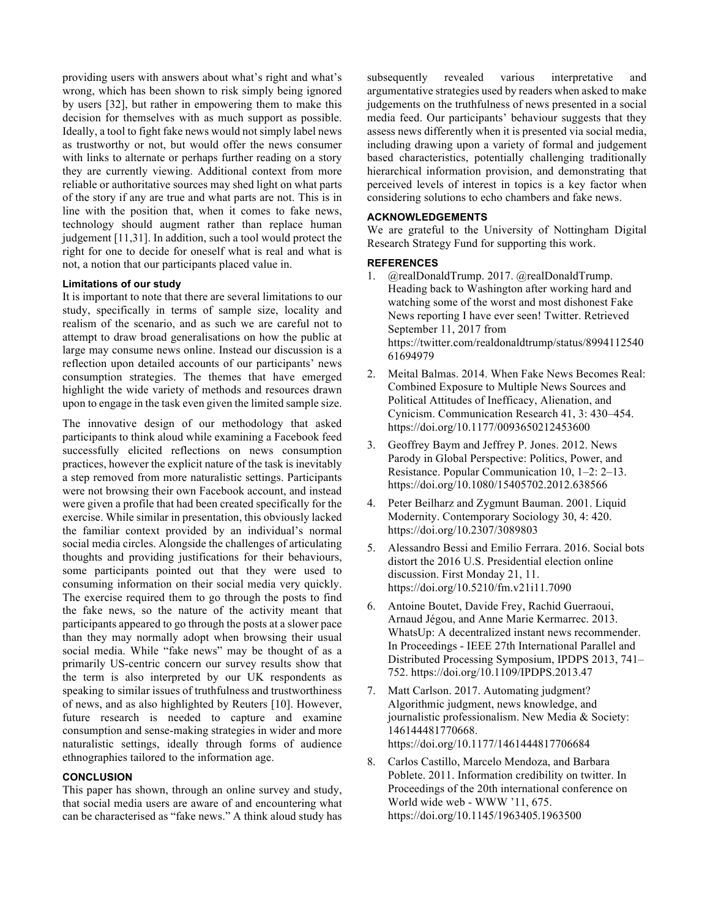providing users with answers about what's right and what's wrong, which has been shown to risk simply being ignored by users [32], but rather in empowering them to make this decision for themselves with as much support as possible. Ideally, a tool to fight fake news would not simply label news as trustworthy or not, but would offer the news consumer with links to alternate or perhaps further reading on a story they are currently viewing. Additional context from more reliable or authoritative sources may shed light on what parts of the story if any are true and what parts are not. This is in line with the position that, when it comes to fake news, technology should augment rather than replace human judgement [11,31]. In addition, such a tool would protect the right for one to decide for oneself what is real and what is not, a notion that our participants placed value in.

#### Limitations of our study

It is important to note that there are several limitations to our study, specifically in terms of sample size, locality and realism of the scenario, and as such we are careful not to attempt to draw broad generalisations on how the public at large may consume news online. Instead our discussion is a reflection upon detailed accounts of our participants' news consumption strategies. The themes that have emerged highlight the wide variety of methods and resources drawn upon to engage in the task even given the limited sample size.

The innovative design of our methodology that asked participants to think aloud while examining a Facebook feed successfully elicited reflections on news consumption practices, however the explicit nature of the task is inevitably a step removed from more naturalistic settings. Participants were not browsing their own Facebook account, and instead were given a profile that had been created specifically for the exercise. While similar in presentation, this obviously lacked the familiar context provided by an individual's normal social media circles. Alongside the challenges of articulating thoughts and providing justifications for their behaviours, some participants pointed out that they were used to consuming information on their social media very quickly. The exercise required them to go through the posts to find the fake news, so the nature of the activity meant that participants appeared to go through the posts at a slower pace than they may normally adopt when browsing their usual social media. While "fake news" may be thought of as a primarily US-centric concern our survey results show that the term is also interpreted by our UK respondents as speaking to similar issues of truthfulness and trustworthiness of news, and as also highlighted by Reuters [10]. However, future research is needed to capture and examine consumption and sense-making strategies in wider and more naturalistic settings, ideally through forms of audience ethnographies tailored to the information age.

### CONCLUSION

This paper has shown, through an online survey and study, that social media users are aware of and encountering what can be characterised as "fake news." A think aloud study has subsequently revealed various interpretative and argumentative strategies used by readers when asked to make judgements on the truthfulness of news presented in a social media feed. Our participants' behaviour suggests that they assess news differently when it is presented via social media, including drawing upon a variety of formal and judgement based characteristics, potentially challenging traditionally hierarchical information provision, and demonstrating that perceived levels of interest in topics is a key factor when considering solutions to echo chambers and fake news.

### ACKNOWLEDGEMENTS

We are grateful to the University of Nottingham Digital Research Strategy Fund for supporting this work.

### REFERENCES

1. @realDonaldTrump. 2017. @realDonaldTrump. Heading back to Washington after working hard and watching some of the worst and most dishonest Fake News reporting I have ever seen! Twitter. Retrieved September 11, 2017 from https://twitter.com/realdonaldtrump/status/899411254061694979
2. Meital Balmas. 2014. When Fake News Becomes Real: Combined Exposure to Multiple News Sources and Political Attitudes of Inefficacy, Alienation, and Cynicism. Communication Research 41, 3: 430–454. https://doi.org/10.1177/0093650212453600
3. Geoffrey Baym and Jeffrey P. Jones. 2012. News Parody in Global Perspective: Politics, Power, and Resistance. Popular Communication 10, 1–2: 2–13. https://doi.org/10.1080/15405702.2012.638566
4. Peter Beilharz and Zygmunt Bauman. 2001. Liquid Modernity. Contemporary Sociology 30, 4: 420. https://doi.org/10.2307/3089803
5. Alessandro Bessi and Emilio Ferrara. 2016. Social bots distort the 2016 U.S. Presidential election online discussion. First Monday 21, 11. https://doi.org/10.5210/fm.v21i11.7090
6. Antoine Boutet, Davide Frey, Rachid Guerraoui, Arnaud Jégou, and Anne Marie Kermarrec. 2013. WhatsUp: A decentralized instant news recommender. In Proceedings - IEEE 27th International Parallel and Distributed Processing Symposium, IPDPS 2013, 741–752. https://doi.org/10.1109/IPDPS.2013.47
7. Matt Carlson. 2017. Automating judgment? Algorithmic judgment, news knowledge, and journalistic professionalism. New Media & Society: 146144481770668. https://doi.org/10.1177/1461444817706684
8. Carlos Castillo, Marcelo Mendoza, and Barbara Poblete. 2011. Information credibility on twitter. In Proceedings of the 20th international conference on World wide web - WWW '11, 675. https://doi.org/10.1145/1963405.1963500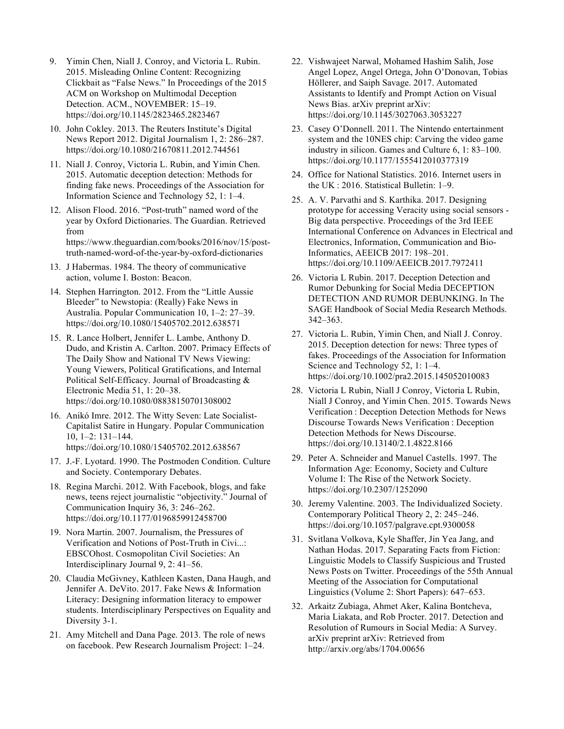9. Yimin Chen, Niall J. Conroy, and Victoria L. Rubin. 2015. Misleading Online Content: Recognizing Clickbait as "False News." In Proceedings of the 2015 ACM on Workshop on Multimodal Deception Detection. ACM., NOVEMBER: 15–19. https://doi.org/10.1145/2823465.2823467
10. John Cokley. 2013. The Reuters Institute's Digital News Report 2012. Digital Journalism 1, 2: 286–287. https://doi.org/10.1080/21670811.2012.744561
11. Niall J. Conroy, Victoria L. Rubin, and Yimin Chen. 2015. Automatic deception detection: Methods for finding fake news. Proceedings of the Association for Information Science and Technology 52, 1: 1–4.
12. Alison Flood. 2016. "Post-truth" named word of the year by Oxford Dictionaries. The Guardian. Retrieved from https://www.theguardian.com/books/2016/nov/15/post-truth-named-word-of-the-year-by-oxford-dictionaries
13. J Habermas. 1984. The theory of communicative action, volume I. Boston: Beacon.
14. Stephen Harrington. 2012. From the "Little Aussie Bleeder" to Newstopia: (Really) Fake News in Australia. Popular Communication 10, 1–2: 27–39. https://doi.org/10.1080/15405702.2012.638571
15. R. Lance Holbert, Jennifer L. Lambe, Anthony D. Dudo, and Kristin A. Carlton. 2007. Primacy Effects of The Daily Show and National TV News Viewing: Young Viewers, Political Gratifications, and Internal Political Self-Efficacy. Journal of Broadcasting & Electronic Media 51, 1: 20–38. https://doi.org/10.1080/08838150701308002
16. Anikó Imre. 2012. The Witty Seven: Late Socialist-Capitalist Satire in Hungary. Popular Communication 10, 1–2: 131–144. https://doi.org/10.1080/15405702.2012.638567
17. J.-F. Lyotard. 1990. The Postmoden Condition. Culture and Society. Contemporary Debates.
18. Regina Marchi. 2012. With Facebook, blogs, and fake news, teens reject journalistic "objectivity." Journal of Communication Inquiry 36, 3: 246–262. https://doi.org/10.1177/0196859912458700
19. Nora Martin. 2007. Journalism, the Pressures of Verification and Notions of Post-Truth in Civi...: EBSCOhost. Cosmopolitan Civil Societies: An Interdisciplinary Journal 9, 2: 41–56.
20. Claudia McGivney, Kathleen Kasten, Dana Haugh, and Jennifer A. DeVito. 2017. Fake News & Information Literacy: Designing information literacy to empower students. Interdisciplinary Perspectives on Equality and Diversity 3-1.
21. Amy Mitchell and Dana Page. 2013. The role of news on facebook. Pew Research Journalism Project: 1–24.
22. Vishwajeet Narwal, Mohamed Hashim Salih, Jose Angel Lopez, Angel Ortega, John O'Donovan, Tobias Höllerer, and Saiph Savage. 2017. Automated Assistants to Identify and Prompt Action on Visual News Bias. arXiv preprint arXiv: https://doi.org/10.1145/3027063.3053227
23. Casey O'Donnell. 2011. The Nintendo entertainment system and the 10NES chip: Carving the video game industry in silicon. Games and Culture 6, 1: 83–100. https://doi.org/10.1177/1555412010377319
24. Office for National Statistics. 2016. Internet users in the UK : 2016. Statistical Bulletin: 1–9.
25. A. V. Parvathi and S. Karthika. 2017. Designing prototype for accessing Veracity using social sensors - Big data perspective. Proceedings of the 3rd IEEE International Conference on Advances in Electrical and Electronics, Information, Communication and Bio-Informatics, AEEICB 2017: 198–201. https://doi.org/10.1109/AEEICB.2017.7972411
26. Victoria L Rubin. 2017. Deception Detection and Rumor Debunking for Social Media DECEPTION DETECTION AND RUMOR DEBUNKING. In The SAGE Handbook of Social Media Research Methods. 342–363.
27. Victoria L. Rubin, Yimin Chen, and Niall J. Conroy. 2015. Deception detection for news: Three types of fakes. Proceedings of the Association for Information Science and Technology 52, 1: 1–4. https://doi.org/10.1002/pra2.2015.145052010083
28. Victoria L Rubin, Niall J Conroy, Victoria L Rubin, Niall J Conroy, and Yimin Chen. 2015. Towards News Verification : Deception Detection Methods for News Discourse Towards News Verification : Deception Detection Methods for News Discourse. https://doi.org/10.13140/2.1.4822.8166
29. Peter A. Schneider and Manuel Castells. 1997. The Information Age: Economy, Society and Culture Volume I: The Rise of the Network Society. https://doi.org/10.2307/1252090
30. Jeremy Valentine. 2003. The Individualized Society. Contemporary Political Theory 2, 2: 245–246. https://doi.org/10.1057/palgrave.cpt.9300058
31. Svitlana Volkova, Kyle Shaffer, Jin Yea Jang, and Nathan Hodas. 2017. Separating Facts from Fiction: Linguistic Models to Classify Suspicious and Trusted News Posts on Twitter. Proceedings of the 55th Annual Meeting of the Association for Computational Linguistics (Volume 2: Short Papers): 647–653.
32. Arkaitz Zubiaga, Ahmet Aker, Kalina Bontcheva, Maria Liakata, and Rob Procter. 2017. Detection and Resolution of Rumours in Social Media: A Survey. arXiv preprint arXiv: Retrieved from http://arxiv.org/abs/1704.00656